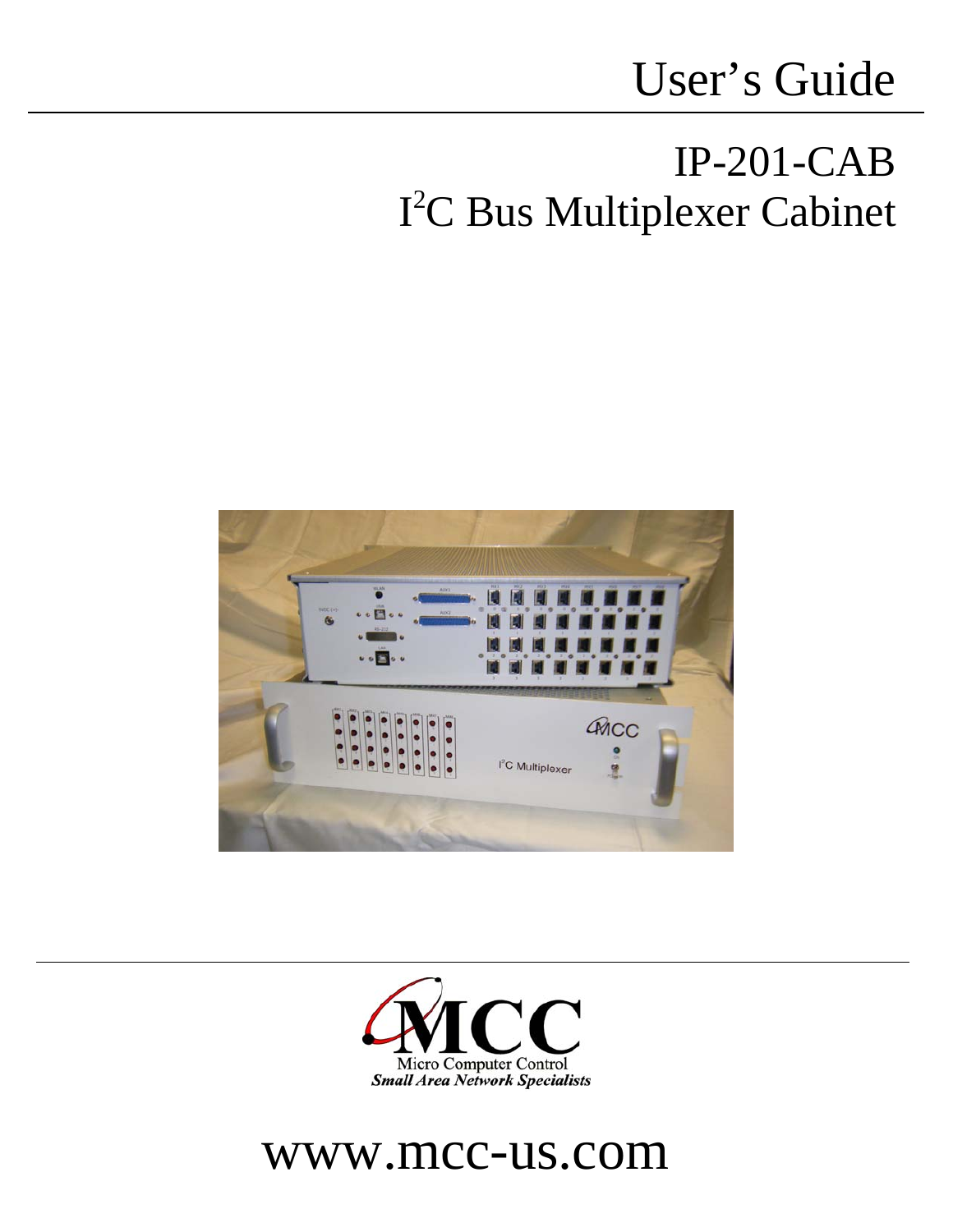# User's Guide

## IP-201-CAB
## I$^2$C Bus Multiplexer Cabinet

MCC

Micro Computer Control

*Small Area Network Specialists*

www.mcc-us.com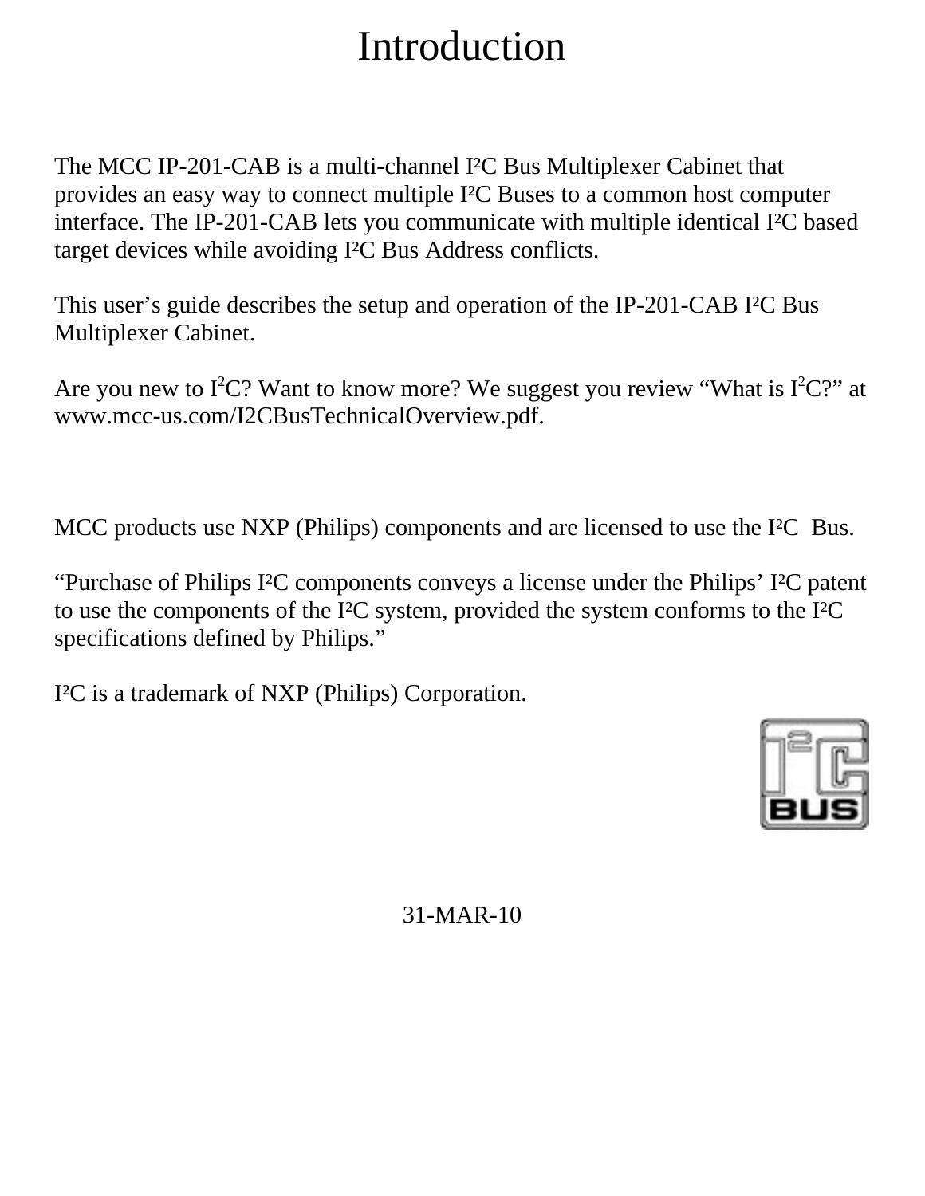# Introduction

The MCC IP-201-CAB is a multi-channel I²C Bus Multiplexer Cabinet that provides an easy way to connect multiple I²C Buses to a common host computer interface. The IP-201-CAB lets you communicate with multiple identical I²C based target devices while avoiding I²C Bus Address conflicts.

This user's guide describes the setup and operation of the IP-201-CAB I²C Bus Multiplexer Cabinet.

Are you new to I²C? Want to know more? We suggest you review "What is I²C?" at www.mcc-us.com/I2CBusTechnicalOverview.pdf.

MCC products use NXP (Philips) components and are licensed to use the I²C Bus.

"Purchase of Philips I²C components conveys a license under the Philips' I²C patent to use the components of the I²C system, provided the system conforms to the I²C specifications defined by Philips."

I²C is a trademark of NXP (Philips) Corporation.

31-MAR-10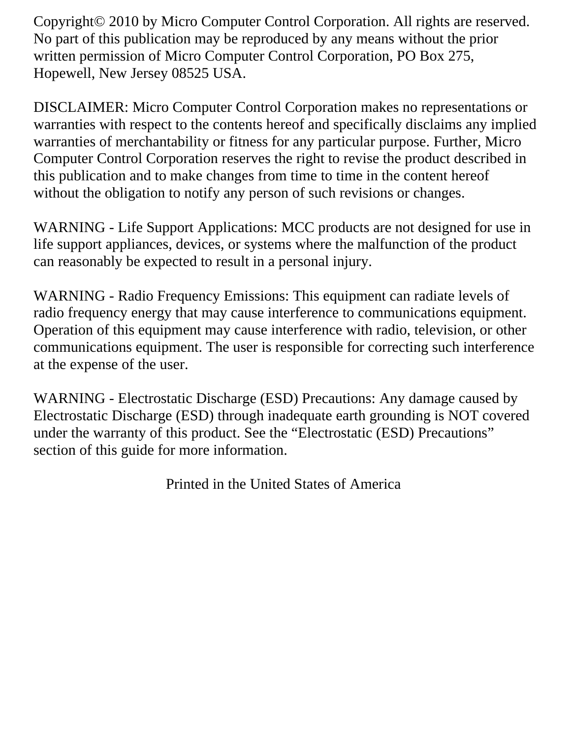Copyright© 2010 by Micro Computer Control Corporation. All rights are reserved. No part of this publication may be reproduced by any means without the prior written permission of Micro Computer Control Corporation, PO Box 275, Hopewell, New Jersey 08525 USA.

DISCLAIMER: Micro Computer Control Corporation makes no representations or warranties with respect to the contents hereof and specifically disclaims any implied warranties of merchantability or fitness for any particular purpose. Further, Micro Computer Control Corporation reserves the right to revise the product described in this publication and to make changes from time to time in the content hereof without the obligation to notify any person of such revisions or changes.

WARNING - Life Support Applications: MCC products are not designed for use in life support appliances, devices, or systems where the malfunction of the product can reasonably be expected to result in a personal injury.

WARNING - Radio Frequency Emissions: This equipment can radiate levels of radio frequency energy that may cause interference to communications equipment. Operation of this equipment may cause interference with radio, television, or other communications equipment. The user is responsible for correcting such interference at the expense of the user.

WARNING - Electrostatic Discharge (ESD) Precautions: Any damage caused by Electrostatic Discharge (ESD) through inadequate earth grounding is NOT covered under the warranty of this product. See the "Electrostatic (ESD) Precautions" section of this guide for more information.

Printed in the United States of America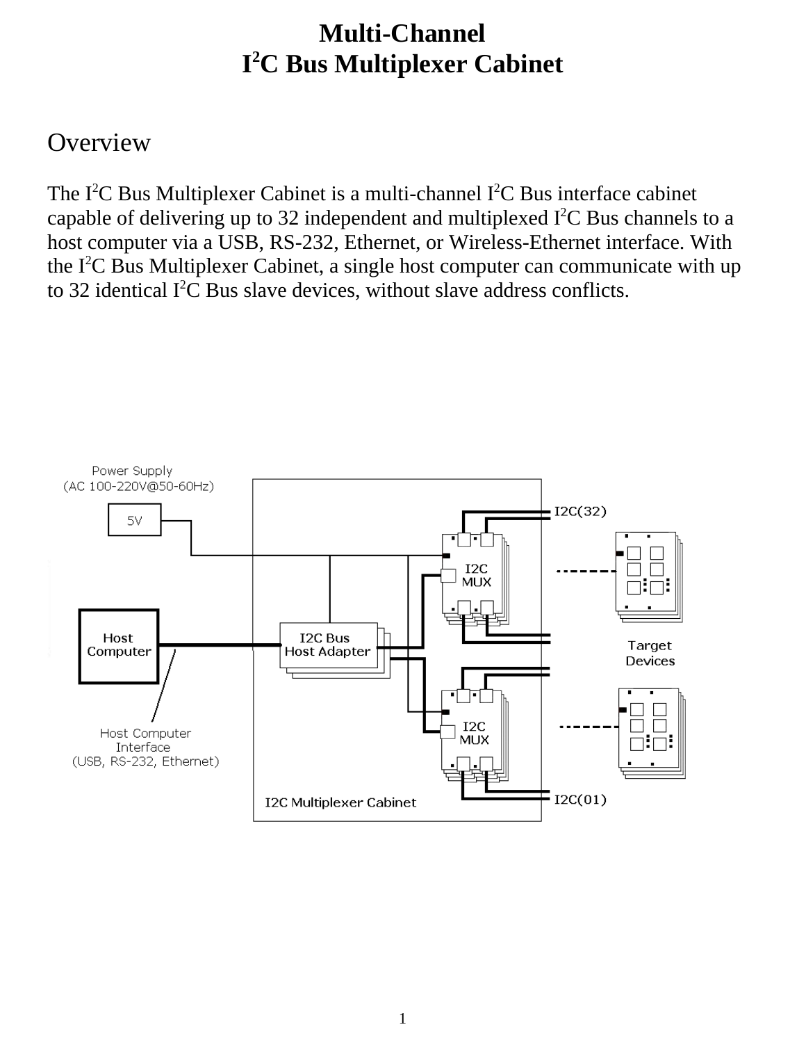# Multi-Channel
# I²C Bus Multiplexer Cabinet

## Overview

The I²C Bus Multiplexer Cabinet is a multi-channel I²C Bus interface cabinet capable of delivering up to 32 independent and multiplexed I²C Bus channels to a host computer via a USB, RS-232, Ethernet, or Wireless-Ethernet interface. With the I²C Bus Multiplexer Cabinet, a single host computer can communicate with up to 32 identical I²C Bus slave devices, without slave address conflicts.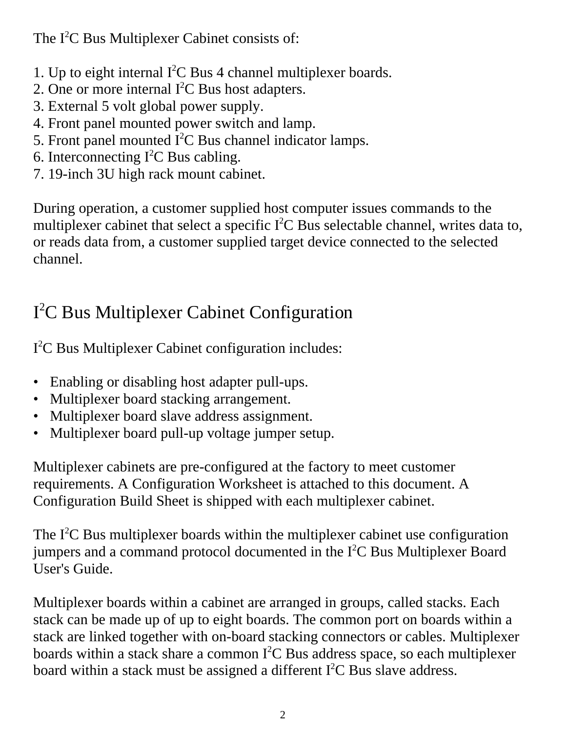The $I^2C$ Bus Multiplexer Cabinet consists of:

1. Up to eight internal $I^2C$ Bus 4 channel multiplexer boards.
2. One or more internal $I^2C$ Bus host adapters.
3. External 5 volt global power supply.
4. Front panel mounted power switch and lamp.
5. Front panel mounted $I^2C$ Bus channel indicator lamps.
6. Interconnecting $I^2C$ Bus cabling.
7. 19-inch 3U high rack mount cabinet.

During operation, a customer supplied host computer issues commands to the multiplexer cabinet that select a specific $I^2C$ Bus selectable channel, writes data to, or reads data from, a customer supplied target device connected to the selected channel.

## $I^2C$ Bus Multiplexer Cabinet Configuration

$I^2C$ Bus Multiplexer Cabinet configuration includes:

- Enabling or disabling host adapter pull-ups.
- Multiplexer board stacking arrangement.
- Multiplexer board slave address assignment.
- Multiplexer board pull-up voltage jumper setup.

Multiplexer cabinets are pre-configured at the factory to meet customer requirements. A Configuration Worksheet is attached to this document. A Configuration Build Sheet is shipped with each multiplexer cabinet.

The $I^2C$ Bus multiplexer boards within the multiplexer cabinet use configuration jumpers and a command protocol documented in the $I^2C$ Bus Multiplexer Board User's Guide.

Multiplexer boards within a cabinet are arranged in groups, called stacks. Each stack can be made up of up to eight boards. The common port on boards within a stack are linked together with on-board stacking connectors or cables. Multiplexer boards within a stack share a common $I^2C$ Bus address space, so each multiplexer board within a stack must be assigned a different $I^2C$ Bus slave address.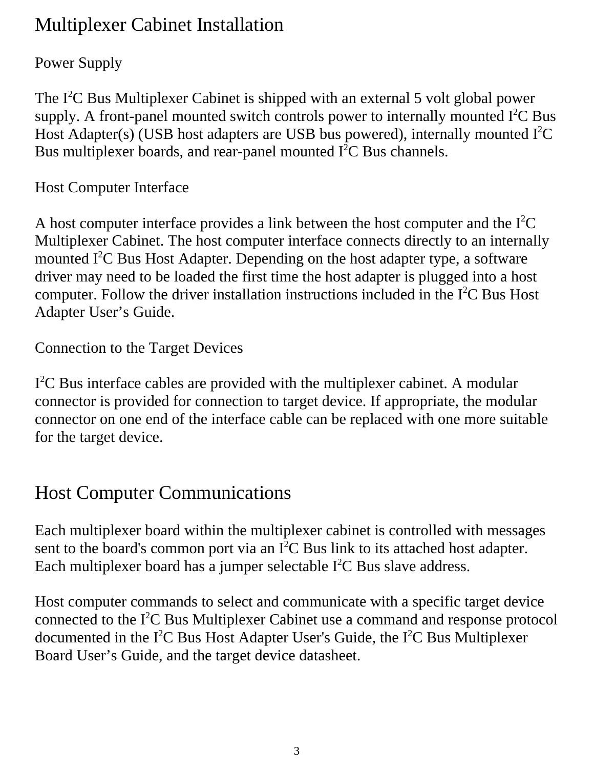# Multiplexer Cabinet Installation

## Power Supply

The $I^2C$ Bus Multiplexer Cabinet is shipped with an external 5 volt global power supply. A front-panel mounted switch controls power to internally mounted $I^2C$ Bus Host Adapter(s) (USB host adapters are USB bus powered), internally mounted $I^2C$ Bus multiplexer boards, and rear-panel mounted $I^2C$ Bus channels.

## Host Computer Interface

A host computer interface provides a link between the host computer and the $I^2C$ Multiplexer Cabinet. The host computer interface connects directly to an internally mounted $I^2C$ Bus Host Adapter. Depending on the host adapter type, a software driver may need to be loaded the first time the host adapter is plugged into a host computer. Follow the driver installation instructions included in the $I^2C$ Bus Host Adapter User’s Guide.

## Connection to the Target Devices

$I^2C$ Bus interface cables are provided with the multiplexer cabinet. A modular connector is provided for connection to target device. If appropriate, the modular connector on one end of the interface cable can be replaced with one more suitable for the target device.

# Host Computer Communications

Each multiplexer board within the multiplexer cabinet is controlled with messages sent to the board's common port via an $I^2C$ Bus link to its attached host adapter. Each multiplexer board has a jumper selectable $I^2C$ Bus slave address.

Host computer commands to select and communicate with a specific target device connected to the $I^2C$ Bus Multiplexer Cabinet use a command and response protocol documented in the $I^2C$ Bus Host Adapter User's Guide, the $I^2C$ Bus Multiplexer Board User’s Guide, and the target device datasheet.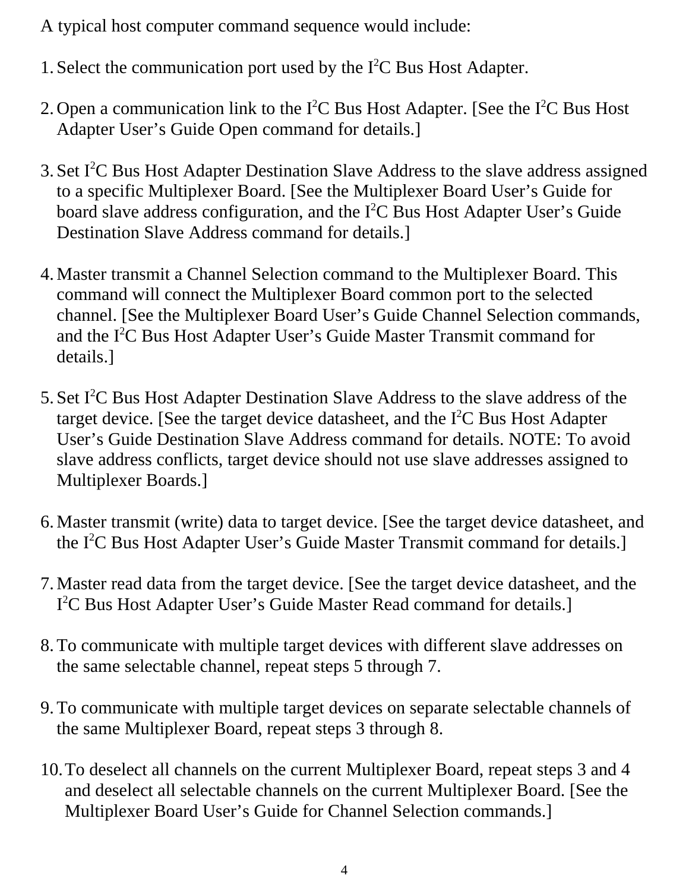A typical host computer command sequence would include:

1. Select the communication port used by the I$^2$C Bus Host Adapter.

2. Open a communication link to the I$^2$C Bus Host Adapter. [See the I$^2$C Bus Host Adapter User's Guide Open command for details.]

3. Set I$^2$C Bus Host Adapter Destination Slave Address to the slave address assigned to a specific Multiplexer Board. [See the Multiplexer Board User's Guide for board slave address configuration, and the I$^2$C Bus Host Adapter User's Guide Destination Slave Address command for details.]

4. Master transmit a Channel Selection command to the Multiplexer Board. This command will connect the Multiplexer Board common port to the selected channel. [See the Multiplexer Board User's Guide Channel Selection commands, and the I$^2$C Bus Host Adapter User's Guide Master Transmit command for details.]

5. Set I$^2$C Bus Host Adapter Destination Slave Address to the slave address of the target device. [See the target device datasheet, and the I$^2$C Bus Host Adapter User's Guide Destination Slave Address command for details. NOTE: To avoid slave address conflicts, target device should not use slave addresses assigned to Multiplexer Boards.]

6. Master transmit (write) data to target device. [See the target device datasheet, and the I$^2$C Bus Host Adapter User's Guide Master Transmit command for details.]

7. Master read data from the target device. [See the target device datasheet, and the I$^2$C Bus Host Adapter User's Guide Master Read command for details.]

8. To communicate with multiple target devices with different slave addresses on the same selectable channel, repeat steps 5 through 7.

9. To communicate with multiple target devices on separate selectable channels of the same Multiplexer Board, repeat steps 3 through 8.

10. To deselect all channels on the current Multiplexer Board, repeat steps 3 and 4 and deselect all selectable channels on the current Multiplexer Board. [See the Multiplexer Board User's Guide for Channel Selection commands.]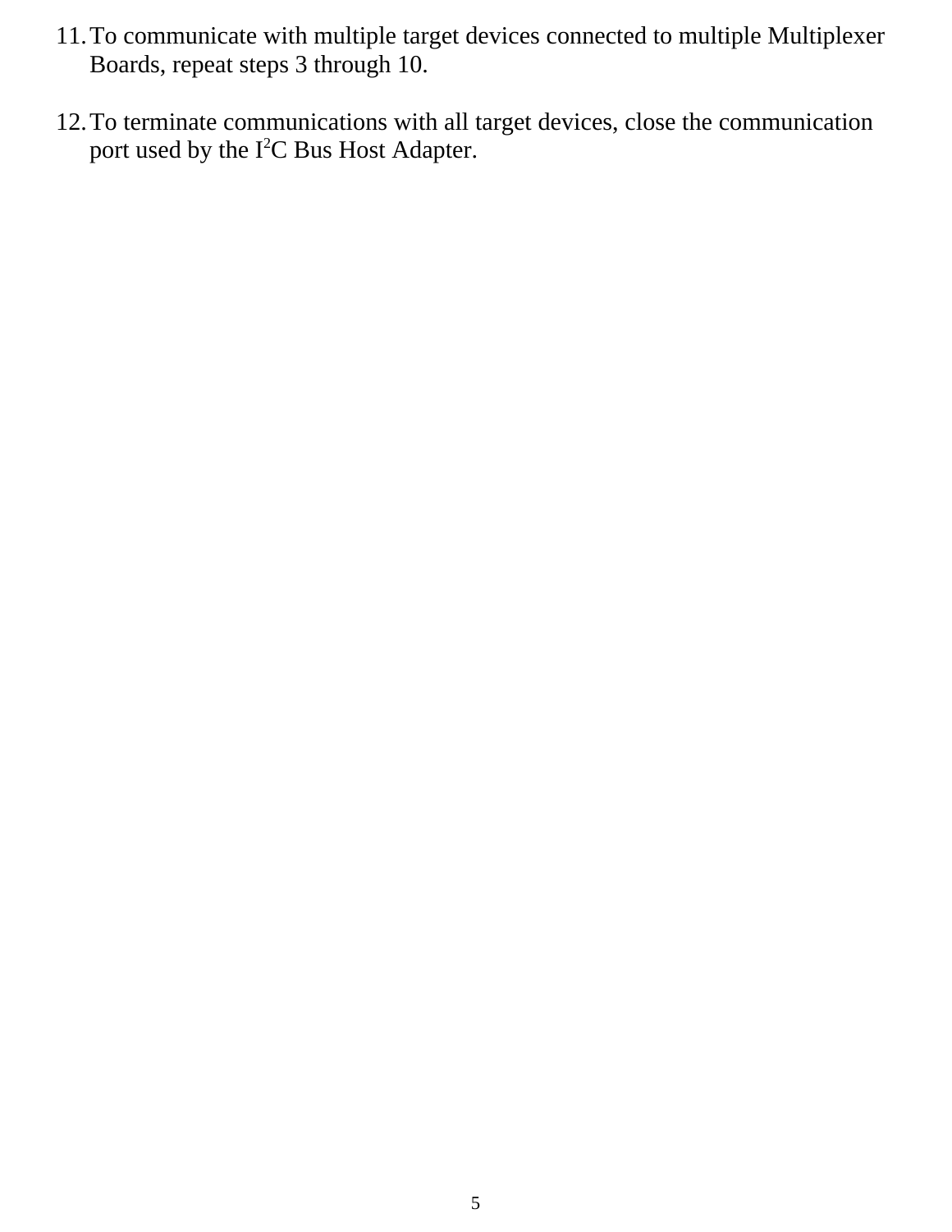11. To communicate with multiple target devices connected to multiple Multiplexer Boards, repeat steps 3 through 10.

12. To terminate communications with all target devices, close the communication port used by the $I^2C$ Bus Host Adapter.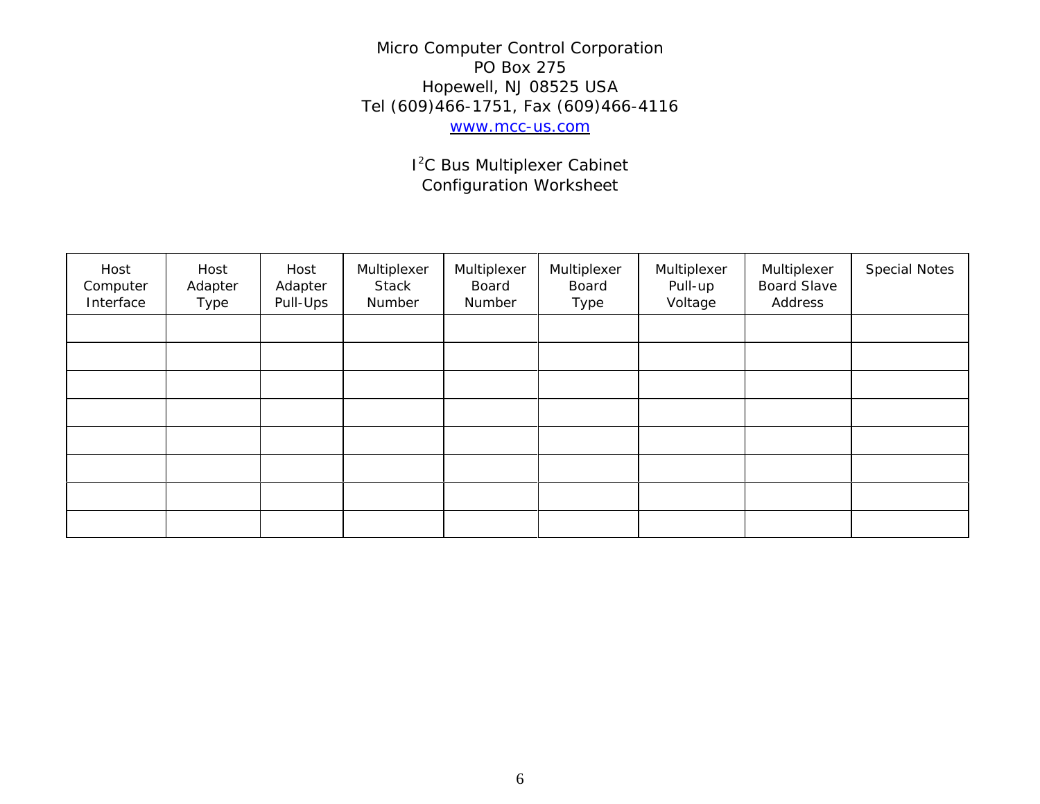Micro Computer Control Corporation
PO Box 275
Hopewell, NJ 08525 USA
Tel (609)466-1751, Fax (609)466-4116
www.mcc-us.com

# I²C Bus Multiplexer Cabinet Configuration Worksheet

| Host Computer Interface | Host Adapter Type | Host Adapter Pull-Ups | Multiplexer Stack Number | Multiplexer Board Number | Multiplexer Board Type | Multiplexer Pull-up Voltage | Multiplexer Board Slave Address | Special Notes |
|---|---|---|---|---|---|---|---|---|
| | | | | | | | | |
| | | | | | | | | |
| | | | | | | | | |
| | | | | | | | | |
| | | | | | | | | |
| | | | | | | | | |
| | | | | | | | | |
| | | | | | | | | |